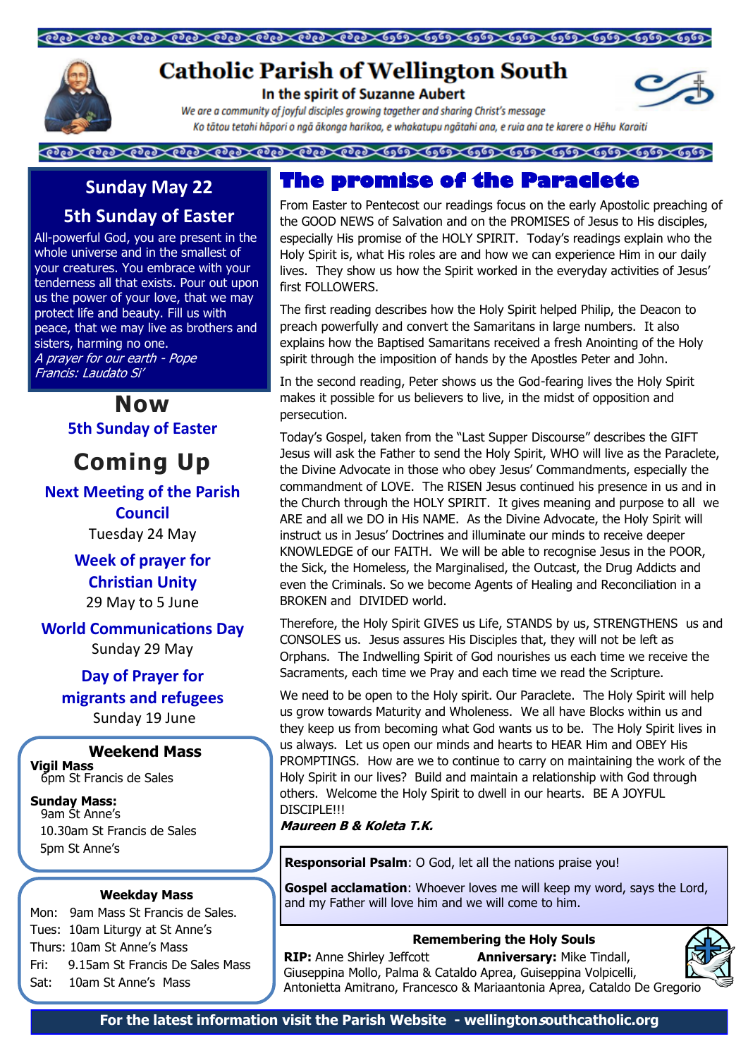# Catholic Parish of Wellington South

**In the spirit of Suzanne Aubert**

*We are a community of joyful disciples growing together and sharing Christ's message*

*Ko tātou tetahi hāpori o ngā ākonga harikoa, e whakatupu ngātahi ana, e ruia ana te karere o Hēhu Karaiti*

## Sunday May 22

## 5th Sunday of Easter

All-powerful God, you are present in the whole universe and in the smallest of your creatures. You embrace with your tenderness all that exists. Pour out upon us the power of your love, that we may protect life and beauty. Fill us with peace, that we may live as brothers and sisters, harming no one.

*A prayer for our earth - Pope Francis: Laudato Si'*

## Now

**5th Sunday of Easter**

## Coming Up

**Next Meeting of the Parish Council**
Tuesday 24 May

**Week of prayer for Christian Unity**
29 May to 5 June

**World Communications Day**
Sunday 29 May

**Day of Prayer for migrants and refugees**
Sunday 19 June

### Weekend Mass

**Vigil Mass**
6pm St Francis de Sales

**Sunday Mass:**
9am St Anne's
10.30am St Francis de Sales
5pm St Anne's

### Weekday Mass

Mon: 9am Mass St Francis de Sales.
Tues: 10am Liturgy at St Anne's
Thurs: 10am St Anne's Mass
Fri: 9.15am St Francis De Sales Mass
Sat: 10am St Anne's Mass

## The promise of the Paraclete

From Easter to Pentecost our readings focus on the early Apostolic preaching of the GOOD NEWS of Salvation and on the PROMISES of Jesus to His disciples, especially His promise of the HOLY SPIRIT. Today's readings explain who the Holy Spirit is, what His roles are and how we can experience Him in our daily lives. They show us how the Spirit worked in the everyday activities of Jesus' first FOLLOWERS.

The first reading describes how the Holy Spirit helped Philip, the Deacon to preach powerfully and convert the Samaritans in large numbers. It also explains how the Baptised Samaritans received a fresh Anointing of the Holy spirit through the imposition of hands by the Apostles Peter and John.

In the second reading, Peter shows us the God-fearing lives the Holy Spirit makes it possible for us believers to live, in the midst of opposition and persecution.

Today's Gospel, taken from the "Last Supper Discourse" describes the GIFT Jesus will ask the Father to send the Holy Spirit, WHO will live as the Paraclete, the Divine Advocate in those who obey Jesus' Commandments, especially the commandment of LOVE. The RISEN Jesus continued his presence in us and in the Church through the HOLY SPIRIT. It gives meaning and purpose to all we ARE and all we DO in His NAME. As the Divine Advocate, the Holy Spirit will instruct us in Jesus' Doctrines and illuminate our minds to receive deeper KNOWLEDGE of our FAITH. We will be able to recognise Jesus in the POOR, the Sick, the Homeless, the Marginalised, the Outcast, the Drug Addicts and even the Criminals. So we become Agents of Healing and Reconciliation in a BROKEN and DIVIDED world.

Therefore, the Holy Spirit GIVES us Life, STANDS by us, STRENGTHENS us and CONSOLES us. Jesus assures His Disciples that, they will not be left as Orphans. The Indwelling Spirit of God nourishes us each time we receive the Sacraments, each time we Pray and each time we read the Scripture.

We need to be open to the Holy spirit. Our Paraclete. The Holy Spirit will help us grow towards Maturity and Wholeness. We all have Blocks within us and they keep us from becoming what God wants us to be. The Holy Spirit lives in us always. Let us open our minds and hearts to HEAR Him and OBEY His PROMPTINGS. How are we to continue to carry on maintaining the work of the Holy Spirit in our lives? Build and maintain a relationship with God through others. Welcome the Holy Spirit to dwell in our hearts. BE A JOYFUL DISCIPLE!!!

***Maureen B & Koleta T.K.***

**Responsorial Psalm**: O God, let all the nations praise you!

**Gospel acclamation**: Whoever loves me will keep my word, says the Lord, and my Father will love him and we will come to him.

### Remembering the Holy Souls

**RIP:** Anne Shirley Jeffcott **Anniversary:** Mike Tindall, Giuseppina Mollo, Palma & Cataldo Aprea, Guiseppina Volpicelli, Antonietta Amitrano, Francesco & Mariaantonia Aprea, Cataldo De Gregorio

**For the latest information visit the Parish Website - wellingtonsouthcatholic.org**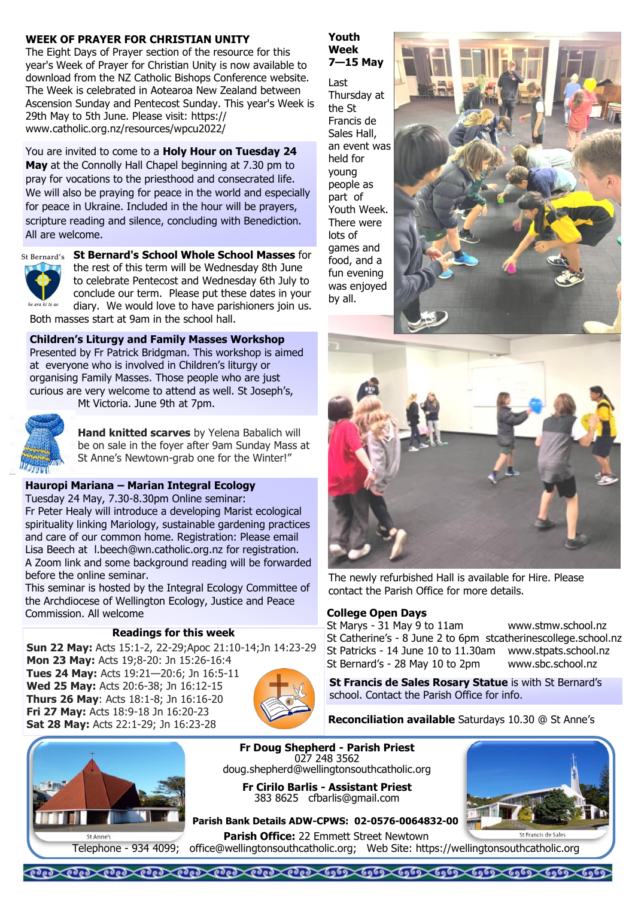## WEEK OF PRAYER FOR CHRISTIAN UNITY

The Eight Days of Prayer section of the resource for this year's Week of Prayer for Christian Unity is now available to download from the NZ Catholic Bishops Conference website. The Week is celebrated in Aotearoa New Zealand between Ascension Sunday and Pentecost Sunday. This year's Week is 29th May to 5th June. Please visit: https://www.catholic.org.nz/resources/wpcu2022/

You are invited to come to a **Holy Hour on Tuesday 24 May** at the Connolly Hall Chapel beginning at 7.30 pm to pray for vocations to the priesthood and consecrated life. We will also be praying for peace in the world and especially for peace in Ukraine. Included in the hour will be prayers, scripture reading and silence, concluding with Benediction. All are welcome.

**St Bernard's School Whole School Masses** for the rest of this term will be Wednesday 8th June to celebrate Pentecost and Wednesday 6th July to conclude our term. Please put these dates in your diary. We would love to have parishioners join us. Both masses start at 9am in the school hall.

**Children's Liturgy and Family Masses Workshop**
Presented by Fr Patrick Bridgman. This workshop is aimed at everyone who is involved in Children's liturgy or organising Family Masses. Those people who are just curious are very welcome to attend as well. St Joseph's, Mt Victoria. June 9th at 7pm.

**Hand knitted scarves** by Yelena Babalich will be on sale in the foyer after 9am Sunday Mass at St Anne's Newtown-grab one for the Winter!"

**Hauropi Mariana – Marian Integral Ecology**
Tuesday 24 May, 7.30-8.30pm Online seminar:
Fr Peter Healy will introduce a developing Marist ecological spirituality linking Mariology, sustainable gardening practices and care of our common home. Registration: Please email Lisa Beech at l.beech@wn.catholic.org.nz for registration.
A Zoom link and some background reading will be forwarded before the online seminar.
This seminar is hosted by the Integral Ecology Committee of the Archdiocese of Wellington Ecology, Justice and Peace Commission. All welcome

**Readings for this week**

**Sun 22 May:** Acts 15:1-2, 22-29;Apoc 21:10-14;Jn 14:23-29
**Mon 23 May:** Acts 19;8-20: Jn 15:26-16:4
**Tues 24 May:** Acts 19:21—20:6; Jn 16:5-11
**Wed 25 May:** Acts 20:6-38; Jn 16:12-15
**Thurs 26 May**: Acts 18:1-8; Jn 16:16-20
**Fri 27 May:** Acts 18:9-18 Jn 16:20-23
**Sat 28 May:** Acts 22:1-29; Jn 16:23-28

## Youth Week 7—15 May

Last Thursday at the St Francis de Sales Hall, an event was held for young people as part of Youth Week. There were lots of games and food, and a fun evening was enjoyed by all.

The newly refurbished Hall is available for Hire. Please contact the Parish Office for more details.

**College Open Days**

| | |
|---|---|
| St Marys - 31 May 9 to 11am | www.stmw.school.nz |
| St Catherine's - 8 June 2 to 6pm | stcatherinescollege.school.nz |
| St Patricks - 14 June 10 to 11.30am | www.stpats.school.nz |
| St Bernard's - 28 May 10 to 2pm | www.sbc.school.nz |

**St Francis de Sales Rosary Statue** is with St Bernard's school. Contact the Parish Office for info.

**Reconciliation available** Saturdays 10.30 @ St Anne's

**Fr Doug Shepherd - Parish Priest**
027 248 3562
doug.shepherd@wellingtonsouthcatholic.org

**Fr Cirilo Barlis - Assistant Priest**
383 8625 cfbarlis@gmail.com

**Parish Bank Details ADW-CPWS: 02-0576-0064832-00**
**Parish Office:** 22 Emmett Street Newtown
Telephone - 934 4099; office@wellingtonsouthcatholic.org; Web Site: https://wellingtonsouthcatholic.org